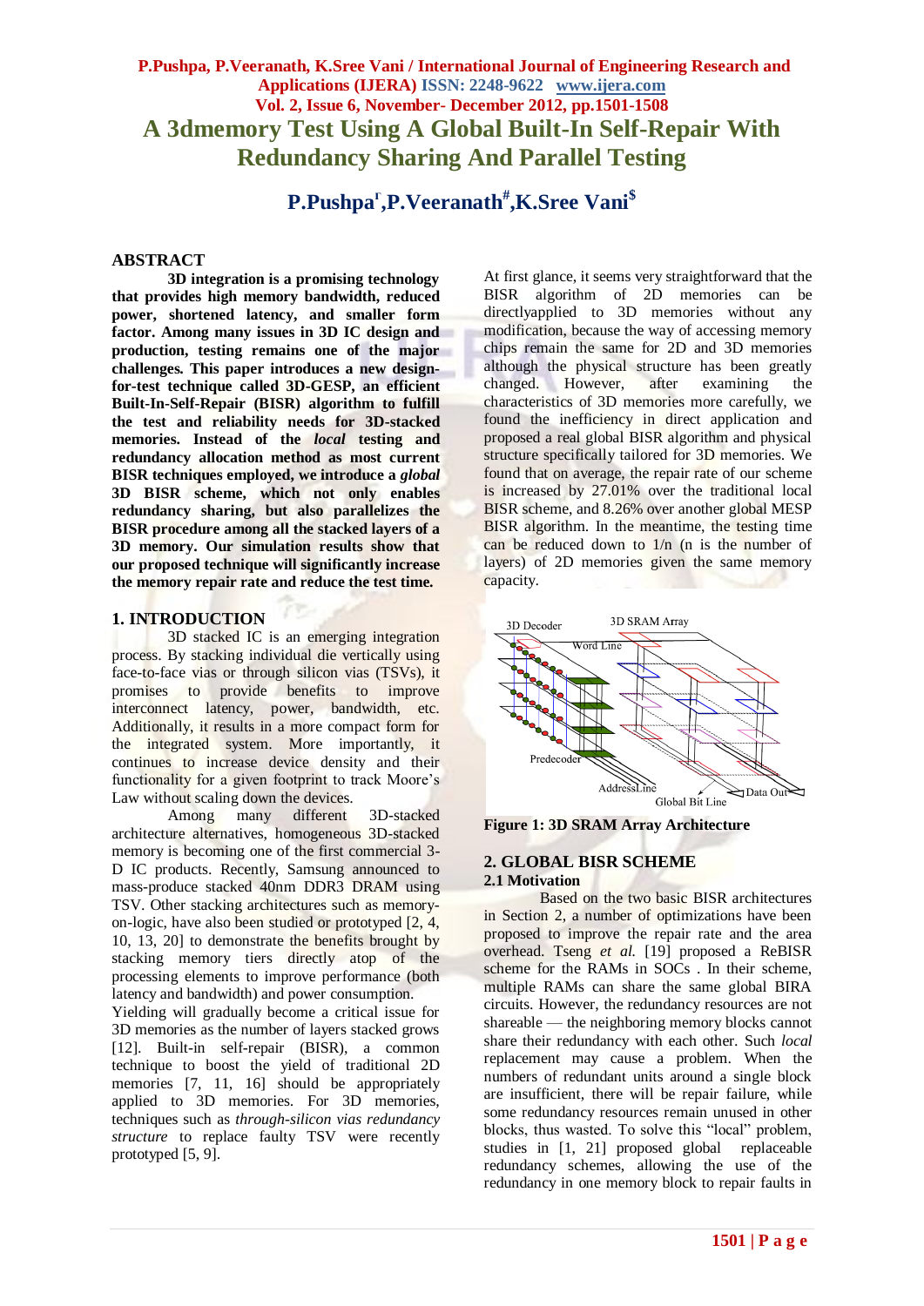# A 3dmemory Test Using A Global Built-In Self-Repair With Redundancy Sharing And Parallel Testing

## P.Pushpa[r],P.Veeranath[#],K.Sree Vani[$]

## ABSTRACT

**3D integration is a promising technology that provides high memory bandwidth, reduced power, shortened latency, and smaller form factor. Among many issues in 3D IC design and production, testing remains one of the major challenges. This paper introduces a new design-for-test technique called 3D-GESP, an efficient Built-In-Self-Repair (BISR) algorithm to fulfill the test and reliability needs for 3D-stacked memories. Instead of the *local* testing and redundancy allocation method as most current BISR techniques employed, we introduce a *global* 3D BISR scheme, which not only enables redundancy sharing, but also parallelizes the BISR procedure among all the stacked layers of a 3D memory. Our simulation results show that our proposed technique will significantly increase the memory repair rate and reduce the test time.**

## 1. INTRODUCTION

3D stacked IC is an emerging integration process. By stacking individual die vertically using face-to-face vias or through silicon vias (TSVs), it promises to provide benefits to improve interconnect latency, power, bandwidth, etc. Additionally, it results in a more compact form for the integrated system. More importantly, it continues to increase device density and their functionality for a given footprint to track Moore's Law without scaling down the devices.

Among many different 3D-stacked architecture alternatives, homogeneous 3D-stacked memory is becoming one of the first commercial 3-D IC products. Recently, Samsung announced to mass-produce stacked 40nm DDR3 DRAM using TSV. Other stacking architectures such as memory-on-logic, have also been studied or prototyped [2, 4, 10, 13, 20] to demonstrate the benefits brought by stacking memory tiers directly atop of the processing elements to improve performance (both latency and bandwidth) and power consumption.

Yielding will gradually become a critical issue for 3D memories as the number of layers stacked grows [12]. Built-in self-repair (BISR), a common technique to boost the yield of traditional 2D memories [7, 11, 16] should be appropriately applied to 3D memories. For 3D memories, techniques such as *through-silicon vias redundancy structure* to replace faulty TSV were recently prototyped [5, 9].

At first glance, it seems very straightforward that the BISR algorithm of 2D memories can be directlyapplied to 3D memories without any modification, because the way of accessing memory chips remain the same for 2D and 3D memories although the physical structure has been greatly changed. However, after examining the characteristics of 3D memories more carefully, we found the inefficiency in direct application and proposed a real global BISR algorithm and physical structure specifically tailored for 3D memories. We found that on average, the repair rate of our scheme is increased by 27.01% over the traditional local BISR scheme, and 8.26% over another global MESP BISR algorithm. In the meantime, the testing time can be reduced down to 1/n (n is the number of layers) of 2D memories given the same memory capacity.

**Figure 1: 3D SRAM Array Architecture**

## 2. GLOBAL BISR SCHEME

### 2.1 Motivation

Based on the two basic BISR architectures in Section 2, a number of optimizations have been proposed to improve the repair rate and the area overhead. Tseng *et al.* [19] proposed a ReBISR scheme for the RAMs in SOCs . In their scheme, multiple RAMs can share the same global BIRA circuits. However, the redundancy resources are not shareable — the neighboring memory blocks cannot share their redundancy with each other. Such *local* replacement may cause a problem. When the numbers of redundant units around a single block are insufficient, there will be repair failure, while some redundancy resources remain unused in other blocks, thus wasted. To solve this "local" problem, studies in [1, 21] proposed global replaceable redundancy schemes, allowing the use of the redundancy in one memory block to repair faults in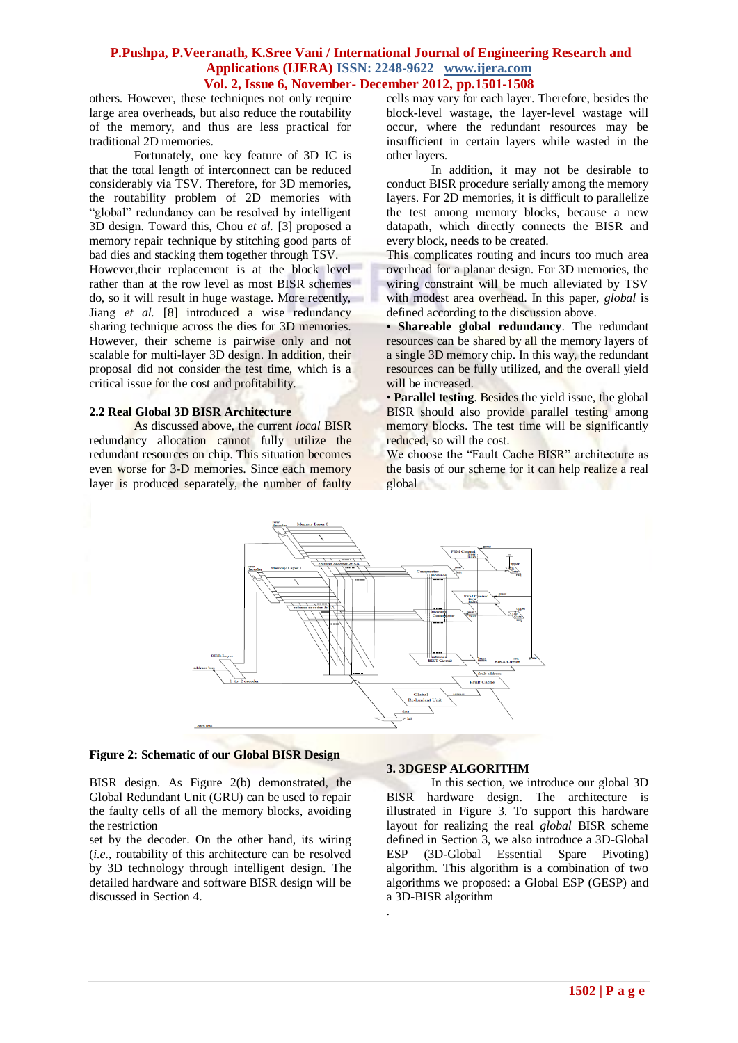others. However, these techniques not only require large area overheads, but also reduce the routability of the memory, and thus are less practical for traditional 2D memories.

Fortunately, one key feature of 3D IC is that the total length of interconnect can be reduced considerably via TSV. Therefore, for 3D memories, the routability problem of 2D memories with "global" redundancy can be resolved by intelligent 3D design. Toward this, Chou *et al.* [3] proposed a memory repair technique by stitching good parts of bad dies and stacking them together through TSV. However,their replacement is at the block level rather than at the row level as most BISR schemes do, so it will result in huge wastage. More recently, Jiang *et al.* [8] introduced a wise redundancy sharing technique across the dies for 3D memories. However, their scheme is pairwise only and not scalable for multi-layer 3D design. In addition, their proposal did not consider the test time, which is a critical issue for the cost and profitability.

### 2.2 Real Global 3D BISR Architecture

As discussed above, the current *local* BISR redundancy allocation cannot fully utilize the redundant resources on chip. This situation becomes even worse for 3-D memories. Since each memory layer is produced separately, the number of faulty cells may vary for each layer. Therefore, besides the block-level wastage, the layer-level wastage will occur, where the redundant resources may be insufficient in certain layers while wasted in the other layers.

In addition, it may not be desirable to conduct BISR procedure serially among the memory layers. For 2D memories, it is difficult to parallelize the test among memory blocks, because a new datapath, which directly connects the BISR and every block, needs to be created.

This complicates routing and incurs too much area overhead for a planar design. For 3D memories, the wiring constraint will be much alleviated by TSV with modest area overhead. In this paper, *global* is defined according to the discussion above.

- **Shareable global redundancy**. The redundant resources can be shared by all the memory layers of a single 3D memory chip. In this way, the redundant resources can be fully utilized, and the overall yield will be increased.
- **Parallel testing**. Besides the yield issue, the global BISR should also provide parallel testing among memory blocks. The test time will be significantly reduced, so will the cost.

We choose the "Fault Cache BISR" architecture as the basis of our scheme for it can help realize a real global

**Figure 2: Schematic of our Global BISR Design**

BISR design. As Figure 2(b) demonstrated, the Global Redundant Unit (GRU) can be used to repair the faulty cells of all the memory blocks, avoiding the restriction

set by the decoder. On the other hand, its wiring (*i.e.*, routability of this architecture can be resolved by 3D technology through intelligent design. The detailed hardware and software BISR design will be discussed in Section 4.

## 3. 3DGESP ALGORITHM

In this section, we introduce our global 3D BISR hardware design. The architecture is illustrated in Figure 3. To support this hardware layout for realizing the real *global* BISR scheme defined in Section 3, we also introduce a 3D-Global ESP (3D-Global Essential Spare Pivoting) algorithm. This algorithm is a combination of two algorithms we proposed: a Global ESP (GESP) and a 3D-BISR algorithm

.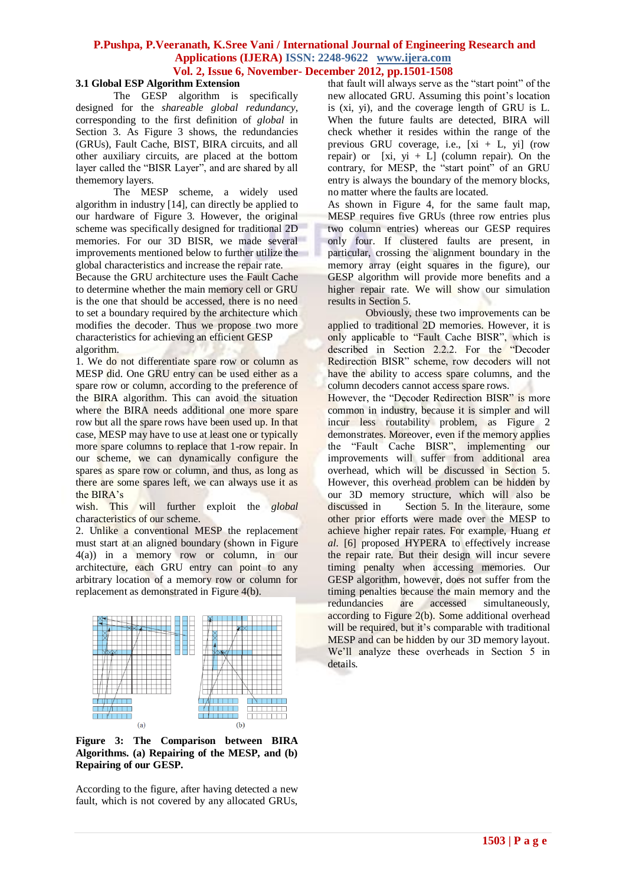### 3.1 Global ESP Algorithm Extension

The GESP algorithm is specifically designed for the *shareable global redundancy*, corresponding to the first definition of *global* in Section 3. As Figure 3 shows, the redundancies (GRUs), Fault Cache, BIST, BIRA circuits, and all other auxiliary circuits, are placed at the bottom layer called the "BISR Layer", and are shared by all thememory layers.

The MESP scheme, a widely used algorithm in industry [14], can directly be applied to our hardware of Figure 3. However, the original scheme was specifically designed for traditional 2D memories. For our 3D BISR, we made several improvements mentioned below to further utilize the global characteristics and increase the repair rate.

Because the GRU architecture uses the Fault Cache to determine whether the main memory cell or GRU is the one that should be accessed, there is no need to set a boundary required by the architecture which modifies the decoder. Thus we propose two more characteristics for achieving an efficient GESP algorithm.

1. We do not differentiate spare row or column as MESP did. One GRU entry can be used either as a spare row or column, according to the preference of the BIRA algorithm. This can avoid the situation where the BIRA needs additional one more spare row but all the spare rows have been used up. In that case, MESP may have to use at least one or typically more spare columns to replace that 1-row repair. In our scheme, we can dynamically configure the spares as spare row or column, and thus, as long as there are some spares left, we can always use it as the BIRA's wish. This will further exploit the *global* characteristics of our scheme.
2. Unlike a conventional MESP the replacement must start at an aligned boundary (shown in Figure 4(a)) in a memory row or column, in our architecture, each GRU entry can point to any arbitrary location of a memory row or column for replacement as demonstrated in Figure 4(b).

**Figure 3: The Comparison between BIRA Algorithms. (a) Repairing of the MESP, and (b) Repairing of our GESP.**

According to the figure, after having detected a new fault, which is not covered by any allocated GRUs, that fault will always serve as the "start point" of the new allocated GRU. Assuming this point's location is $(x_i, y_i)$, and the coverage length of GRU is L. When the future faults are detected, BIRA will check whether it resides within the range of the previous GRU coverage, i.e., $[x_i + L, y_i]$ (row repair) or $[x_i, y_i + L]$ (column repair). On the contrary, for MESP, the "start point" of an GRU entry is always the boundary of the memory blocks, no matter where the faults are located.

As shown in Figure 4, for the same fault map, MESP requires five GRUs (three row entries plus two column entries) whereas our GESP requires only four. If clustered faults are present, in particular, crossing the alignment boundary in the memory array (eight squares in the figure), our GESP algorithm will provide more benefits and a higher repair rate. We will show our simulation results in Section 5.

Obviously, these two improvements can be applied to traditional 2D memories. However, it is only applicable to "Fault Cache BISR", which is described in Section 2.2.2. For the "Decoder Redirection BISR" scheme, row decoders will not have the ability to access spare columns, and the column decoders cannot access spare rows.

However, the "Decoder Redirection BISR" is more common in industry, because it is simpler and will incur less routability problem, as Figure 2 demonstrates. Moreover, even if the memory applies the "Fault Cache BISR", implementing our improvements will suffer from additional area overhead, which will be discussed in Section 5. However, this overhead problem can be hidden by our 3D memory structure, which will also be discussed in Section 5. In the literaure, some other prior efforts were made over the MESP to achieve higher repair rates. For example, Huang *et al.* [6] proposed HYPERA to effectively increase the repair rate. But their design will incur severe timing penalty when accessing memories. Our GESP algorithm, however, does not suffer from the timing penalties because the main memory and the redundancies are accessed simultaneously, according to Figure 2(b). Some additional overhead will be required, but it's comparable with traditional MESP and can be hidden by our 3D memory layout. We'll analyze these overheads in Section 5 in details.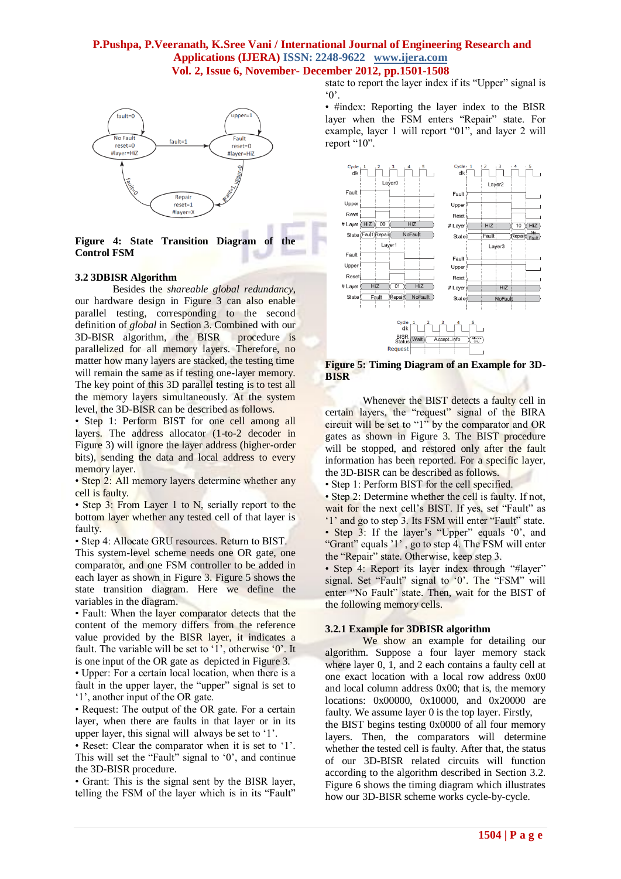**Figure 4: State Transition Diagram of the Control FSM**

### 3.2 3DBISR Algorithm

Besides the *shareable global redundancy*, our hardware design in Figure 3 can also enable parallel testing, corresponding to the second definition of *global* in Section 3. Combined with our 3D-BISR algorithm, the BISR procedure is parallelized for all memory layers. Therefore, no matter how many layers are stacked, the testing time will remain the same as if testing one-layer memory. The key point of this 3D parallel testing is to test all the memory layers simultaneously. At the system level, the 3D-BISR can be described as follows.

- Step 1: Perform BIST for one cell among all layers. The address allocator (1-to-2 decoder in Figure 3) will ignore the layer address (higher-order bits), sending the data and local address to every memory layer.
- Step 2: All memory layers determine whether any cell is faulty.
- Step 3: From Layer 1 to N, serially report to the bottom layer whether any tested cell of that layer is faulty.
- Step 4: Allocate GRU resources. Return to BIST.

This system-level scheme needs one OR gate, one comparator, and one FSM controller to be added in each layer as shown in Figure 3. Figure 5 shows the state transition diagram. Here we define the variables in the diagram.

- Fault: When the layer comparator detects that the content of the memory differs from the reference value provided by the BISR layer, it indicates a fault. The variable will be set to '1', otherwise '0'. It is one input of the OR gate as depicted in Figure 3.
- Upper: For a certain local location, when there is a fault in the upper layer, the "upper" signal is set to '1', another input of the OR gate.
- Request: The output of the OR gate. For a certain layer, when there are faults in that layer or in its upper layer, this signal will always be set to '1'.
- Reset: Clear the comparator when it is set to '1'. This will set the "Fault" signal to '0', and continue the 3D-BISR procedure.
- Grant: This is the signal sent by the BISR layer, telling the FSM of the layer which is in its "Fault" state to report the layer index if its "Upper" signal is '0'.
- #index: Reporting the layer index to the BISR layer when the FSM enters "Repair" state. For example, layer 1 will report "01", and layer 2 will report "10".

**Figure 5: Timing Diagram of an Example for 3D-BISR**

Whenever the BIST detects a faulty cell in certain layers, the "request" signal of the BIRA circuit will be set to "1" by the comparator and OR gates as shown in Figure 3. The BIST procedure will be stopped, and restored only after the fault information has been reported. For a specific layer, the 3D-BISR can be described as follows.

- Step 1: Perform BIST for the cell specified.
- Step 2: Determine whether the cell is faulty. If not, wait for the next cell's BIST. If yes, set "Fault" as '1' and go to step 3. Its FSM will enter "Fault" state.
- Step 3: If the layer's "Upper" equals '0', and "Grant" equals '1' , go to step 4. The FSM will enter the "Repair" state. Otherwise, keep step 3.
- Step 4: Report its layer index through "#layer" signal. Set "Fault" signal to '0'. The "FSM" will enter "No Fault" state. Then, wait for the BIST of the following memory cells.

#### 3.2.1 Example for 3DBISR algorithm

We show an example for detailing our algorithm. Suppose a four layer memory stack where layer 0, 1, and 2 each contains a faulty cell at one exact location with a local row address 0x00 and local column address 0x00; that is, the memory locations: 0x00000, 0x10000, and 0x20000 are faulty. We assume layer 0 is the top layer. Firstly, the BIST begins testing 0x0000 of all four memory layers. Then, the comparators will determine whether the tested cell is faulty. After that, the status of our 3D-BISR related circuits will function according to the algorithm described in Section 3.2. Figure 6 shows the timing diagram which illustrates how our 3D-BISR scheme works cycle-by-cycle.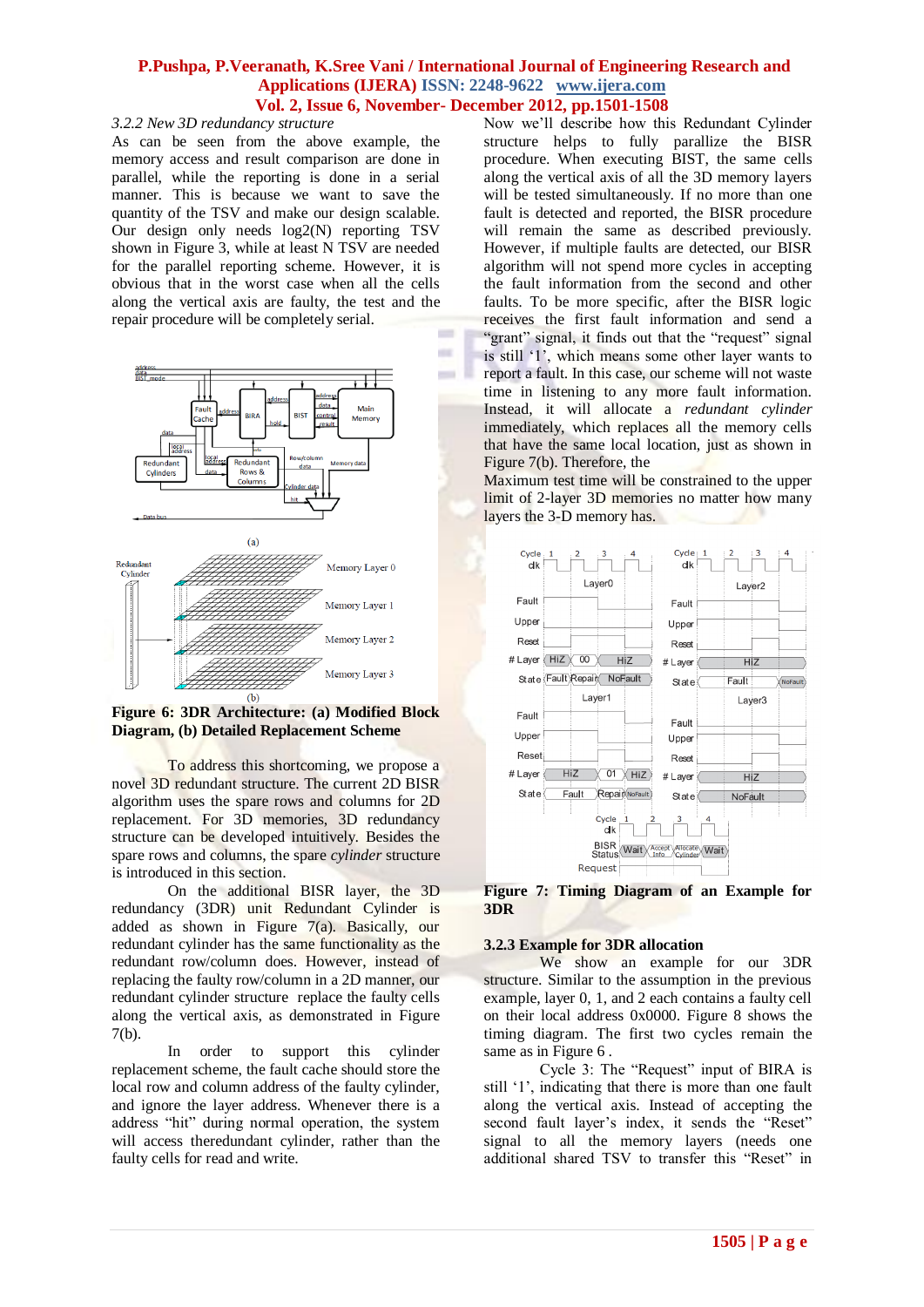*3.2.2 New 3D redundancy structure*

As can be seen from the above example, the memory access and result comparison are done in parallel, while the reporting is done in a serial manner. This is because we want to save the quantity of the TSV and make our design scalable. Our design only needs log2(N) reporting TSV shown in Figure 3, while at least N TSV are needed for the parallel reporting scheme. However, it is obvious that in the worst case when all the cells along the vertical axis are faulty, the test and the repair procedure will be completely serial.

**Figure 6: 3DR Architecture: (a) Modified Block Diagram, (b) Detailed Replacement Scheme**

To address this shortcoming, we propose a novel 3D redundant structure. The current 2D BISR algorithm uses the spare rows and columns for 2D replacement. For 3D memories, 3D redundancy structure can be developed intuitively. Besides the spare rows and columns, the spare *cylinder* structure is introduced in this section.

On the additional BISR layer, the 3D redundancy (3DR) unit Redundant Cylinder is added as shown in Figure 7(a). Basically, our redundant cylinder has the same functionality as the redundant row/column does. However, instead of replacing the faulty row/column in a 2D manner, our redundant cylinder structure replace the faulty cells along the vertical axis, as demonstrated in Figure 7(b).

In order to support this cylinder replacement scheme, the fault cache should store the local row and column address of the faulty cylinder, and ignore the layer address. Whenever there is a address "hit" during normal operation, the system will access theredundant cylinder, rather than the faulty cells for read and write.

Now we'll describe how this Redundant Cylinder structure helps to fully parallize the BISR procedure. When executing BIST, the same cells along the vertical axis of all the 3D memory layers will be tested simultaneously. If no more than one fault is detected and reported, the BISR procedure will remain the same as described previously. However, if multiple faults are detected, our BISR algorithm will not spend more cycles in accepting the fault information from the second and other faults. To be more specific, after the BISR logic receives the first fault information and send a "grant" signal, it finds out that the "request" signal is still '1', which means some other layer wants to report a fault. In this case, our scheme will not waste time in listening to any more fault information. Instead, it will allocate a *redundant cylinder* immediately, which replaces all the memory cells that have the same local location, just as shown in Figure 7(b). Therefore, the

Maximum test time will be constrained to the upper limit of 2-layer 3D memories no matter how many layers the 3-D memory has.

**Figure 7: Timing Diagram of an Example for 3DR**

### 3.2.3 Example for 3DR allocation

We show an example for our 3DR structure. Similar to the assumption in the previous example, layer 0, 1, and 2 each contains a faulty cell on their local address 0x0000. Figure 8 shows the timing diagram. The first two cycles remain the same as in Figure 6 .

Cycle 3: The "Request" input of BIRA is still '1', indicating that there is more than one fault along the vertical axis. Instead of accepting the second fault layer's index, it sends the "Reset" signal to all the memory layers (needs one additional shared TSV to transfer this "Reset" in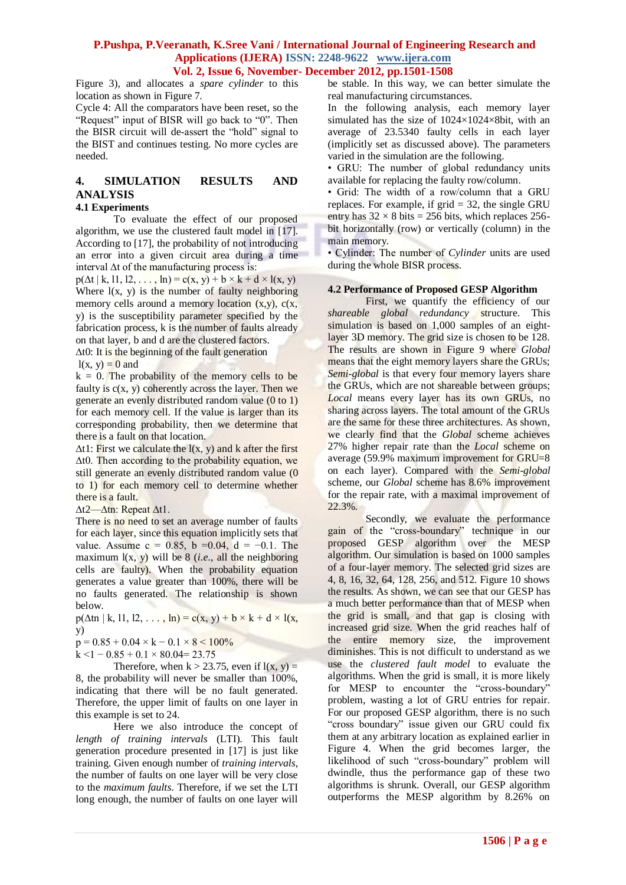Figure 3), and allocates a *spare cylinder* to this location as shown in Figure 7.

Cycle 4: All the comparators have been reset, so the "Request" input of BISR will go back to "0". Then the BISR circuit will de-assert the "hold" signal to the BIST and continues testing. No more cycles are needed.

## 4. SIMULATION RESULTS AND ANALYSIS

### 4.1 Experiments

To evaluate the effect of our proposed algorithm, we use the clustered fault model in [17]. According to [17], the probability of not introducing an error into a given circuit area during a time interval $\Delta t$ of the manufacturing process is:

$$p(\Delta t \mid k, l1, l2, \ldots, ln) = c(x, y) + b \times k + d \times l(x, y)$$

Where $l(x, y)$ is the number of faulty neighboring memory cells around a memory location $(x,y)$, $c(x, y)$ is the susceptibility parameter specified by the fabrication process, k is the number of faults already on that layer, b and d are the clustered factors.

$\Delta t0$: It is the beginning of the fault generation $l(x, y) = 0$ and $k = 0$. The probability of the memory cells to be faulty is $c(x, y)$ coherently across the layer. Then we generate an evenly distributed random value (0 to 1) for each memory cell. If the value is larger than its corresponding probability, then we determine that there is a fault on that location.

$\Delta t1$: First we calculate the $l(x, y)$ and k after the first $\Delta t0$. Then according to the probability equation, we still generate an evenly distributed random value (0 to 1) for each memory cell to determine whether there is a fault.

$\Delta t2$—$\Delta tn$: Repeat $\Delta t1$.

There is no need to set an average number of faults for each layer, since this equation implicitly sets that value. Assume c = 0.85, b = 0.04, d = −0.1. The maximum $l(x, y)$ will be 8 (*i.e.*, all the neighboring cells are faulty). When the probability equation generates a value greater than 100%, there will be no faults generated. The relationship is shown below.

$$p(\Delta tn \mid k, l1, l2, \ldots, ln) = c(x, y) + b \times k + d \times l(x, y)$$

$$p = 0.85 + 0.04 \times k - 0.1 \times 8 < 100\%$$

$$k < 1 - 0.85 + 0.1 \times 80.04 = 23.75$$

Therefore, when $k > 23.75$, even if $l(x, y) = 8$, the probability will never be smaller than 100%, indicating that there will be no fault generated. Therefore, the upper limit of faults on one layer in this example is set to 24.

Here we also introduce the concept of *length of training intervals* (LTI). This fault generation procedure presented in [17] is just like training. Given enough number of *training intervals*, the number of faults on one layer will be very close to the *maximum faults*. Therefore, if we set the LTI long enough, the number of faults on one layer will be stable. In this way, we can better simulate the real manufacturing circumstances.

In the following analysis, each memory layer simulated has the size of 1024×1024×8bit, with an average of 23.5340 faulty cells in each layer (implicitly set as discussed above). The parameters varied in the simulation are the following.

- GRU: The number of global redundancy units available for replacing the faulty row/column.
- Grid: The width of a row/column that a GRU replaces. For example, if grid = 32, the single GRU entry has 32 × 8 bits = 256 bits, which replaces 256-bit horizontally (row) or vertically (column) in the main memory.
- Cylinder: The number of *Cylinder* units are used during the whole BISR process.

### 4.2 Performance of Proposed GESP Algorithm

First, we quantify the efficiency of our *shareable global redundancy* structure. This simulation is based on 1,000 samples of an eight-layer 3D memory. The grid size is chosen to be 128. The results are shown in Figure 9 where *Global* means that the eight memory layers share the GRUs; *Semi-global* is that every four memory layers share the GRUs, which are not shareable between groups; *Local* means every layer has its own GRUs, no sharing across layers. The total amount of the GRUs are the same for these three architectures. As shown, we clearly find that the *Global* scheme achieves 27% higher repair rate than the *Local* scheme on average (59.9% maximum improvement for GRU=8 on each layer). Compared with the *Semi-global* scheme, our *Global* scheme has 8.6% improvement for the repair rate, with a maximal improvement of 22.3%.

Secondly, we evaluate the performance gain of the "cross-boundary" technique in our proposed GESP algorithm over the MESP algorithm. Our simulation is based on 1000 samples of a four-layer memory. The selected grid sizes are 4, 8, 16, 32, 64, 128, 256, and 512. Figure 10 shows the results. As shown, we can see that our GESP has a much better performance than that of MESP when the grid is small, and that gap is closing with increased grid size. When the grid reaches half of the entire memory size, the improvement diminishes. This is not difficult to understand as we use the *clustered fault model* to evaluate the algorithms. When the grid is small, it is more likely for MESP to encounter the "cross-boundary" problem, wasting a lot of GRU entries for repair. For our proposed GESP algorithm, there is no such "cross boundary" issue given our GRU could fix them at any arbitrary location as explained earlier in Figure 4. When the grid becomes larger, the likelihood of such "cross-boundary" problem will dwindle, thus the performance gap of these two algorithms is shrunk. Overall, our GESP algorithm outperforms the MESP algorithm by 8.26% on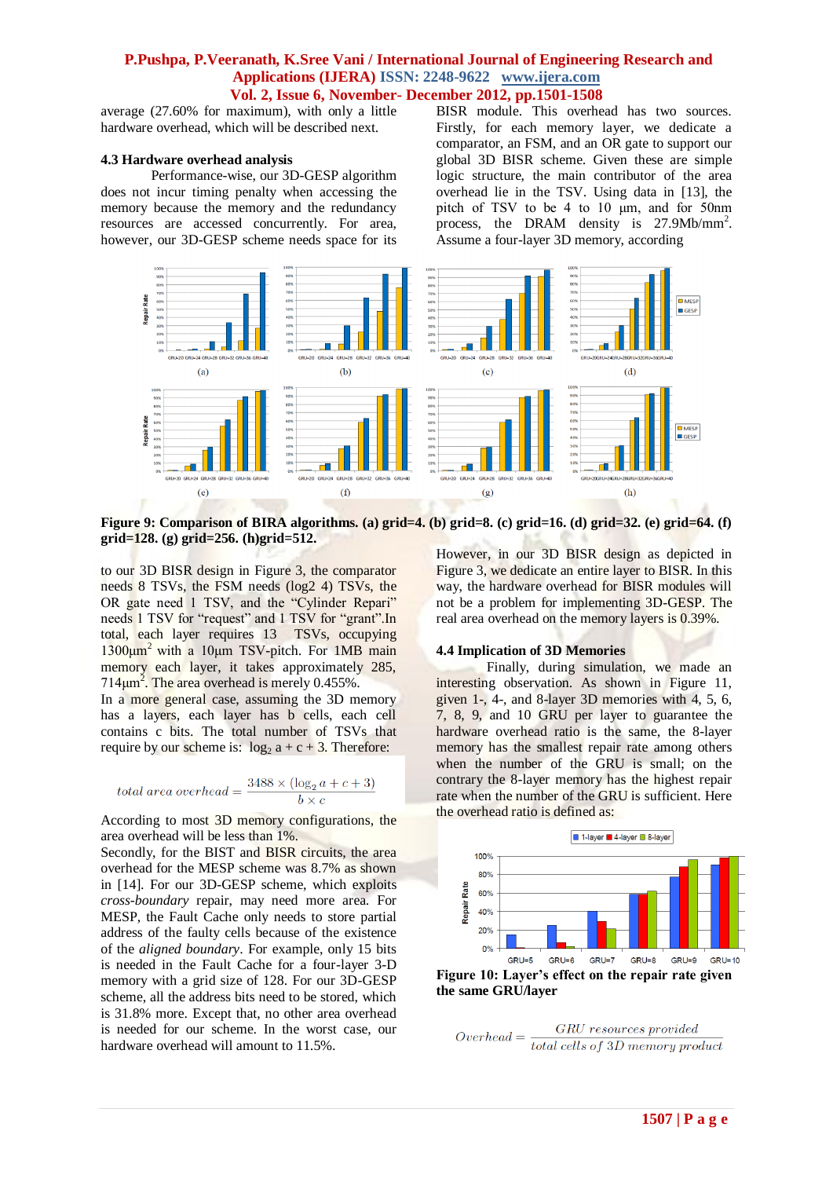average (27.60% for maximum), with only a little hardware overhead, which will be described next.

### 4.3 Hardware overhead analysis

Performance-wise, our 3D-GESP algorithm does not incur timing penalty when accessing the memory because the memory and the redundancy resources are accessed concurrently. For area, however, our 3D-GESP scheme needs space for its BISR module. This overhead has two sources. Firstly, for each memory layer, we dedicate a comparator, an FSM, and an OR gate to support our global 3D BISR scheme. Given these are simple logic structure, the main contributor of the area overhead lie in the TSV. Using data in [13], the pitch of TSV to be 4 to 10 μm, and for 50nm process, the DRAM density is 27.9Mb/mm$^2$. Assume a four-layer 3D memory, according

**Figure 9: Comparison of BIRA algorithms. (a) grid=4. (b) grid=8. (c) grid=16. (d) grid=32. (e) grid=64. (f) grid=128. (g) grid=256. (h)grid=512.**

to our 3D BISR design in Figure 3, the comparator needs 8 TSVs, the FSM needs (log2 4) TSVs, the OR gate need 1 TSV, and the "Cylinder Repari" needs 1 TSV for "request" and 1 TSV for "grant".In total, each layer requires 13 TSVs, occupying 1300μm$^2$ with a 10μm TSV-pitch. For 1MB main memory each layer, it takes approximately 285, 714μm$^2$. The area overhead is merely 0.455%.

In a more general case, assuming the 3D memory has a layers, each layer has b cells, each cell contains c bits. The total number of TSVs that require by our scheme is: $\log_2 a + c + 3$. Therefore:

$$total\ area\ overhead = \frac{3488 \times (\log_2 a + c + 3)}{b \times c}$$

According to most 3D memory configurations, the area overhead will be less than 1%.

Secondly, for the BIST and BISR circuits, the area overhead for the MESP scheme was 8.7% as shown in [14]. For our 3D-GESP scheme, which exploits *cross-boundary* repair, may need more area. For MESP, the Fault Cache only needs to store partial address of the faulty cells because of the existence of the *aligned boundary*. For example, only 15 bits is needed in the Fault Cache for a four-layer 3-D memory with a grid size of 128. For our 3D-GESP scheme, all the address bits need to be stored, which is 31.8% more. Except that, no other area overhead is needed for our scheme. In the worst case, our hardware overhead will amount to 11.5%.

However, in our 3D BISR design as depicted in Figure 3, we dedicate an entire layer to BISR. In this way, the hardware overhead for BISR modules will not be a problem for implementing 3D-GESP. The real area overhead on the memory layers is 0.39%.

### 4.4 Implication of 3D Memories

Finally, during simulation, we made an interesting observation. As shown in Figure 11, given 1-, 4-, and 8-layer 3D memories with 4, 5, 6, 7, 8, 9, and 10 GRU per layer to guarantee the hardware overhead ratio is the same, the 8-layer memory has the smallest repair rate among others when the number of the GRU is small; on the contrary the 8-layer memory has the highest repair rate when the number of the GRU is sufficient. Here the overhead ratio is defined as:

**Figure 10: Layer's effect on the repair rate given the same GRU/layer**

$$Overhead = \frac{GRU\ resources\ provided}{total\ cells\ of\ 3D\ memory\ product}$$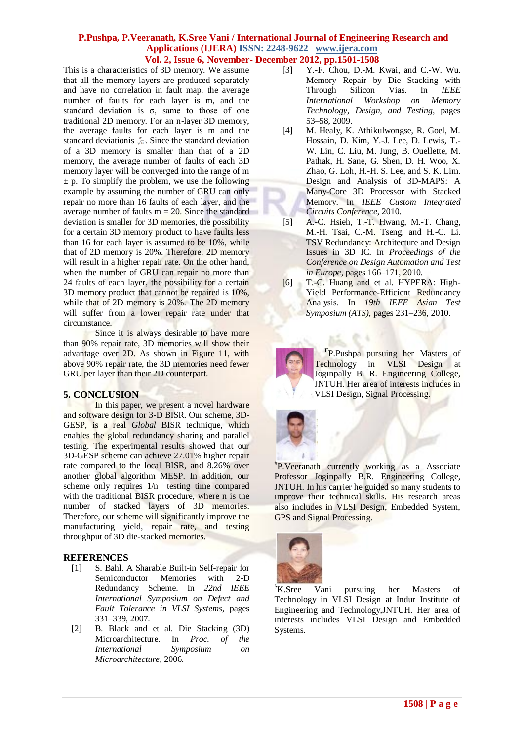This is a characteristics of 3D memory. We assume that all the memory layers are produced separately and have no correlation in fault map, the average number of faults for each layer is m, and the standard deviation is σ, same to those of one traditional 2D memory. For an n-layer 3D memory, the average faults for each layer is m and the standard deviationis $\frac{\sigma}{\sqrt{n}}$. Since the standard deviation of a 3D memory is smaller than that of a 2D memory, the average number of faults of each 3D memory layer will be converged into the range of m ± p. To simplify the problem, we use the following example by assuming the number of GRU can only repair no more than 16 faults of each layer, and the average number of faults m = 20. Since the standard deviation is smaller for 3D memories, the possibility for a certain 3D memory product to have faults less than 16 for each layer is assumed to be 10%, while that of 2D memory is 20%. Therefore, 2D memory will result in a higher repair rate. On the other hand, when the number of GRU can repair no more than 24 faults of each layer, the possibility for a certain 3D memory product that cannot be repaired is 10%, while that of 2D memory is 20%. The 2D memory will suffer from a lower repair rate under that circumstance.

Since it is always desirable to have more than 90% repair rate, 3D memories will show their advantage over 2D. As shown in Figure 11, with above 90% repair rate, the 3D memories need fewer GRU per layer than their 2D counterpart.

## 5. CONCLUSION

In this paper, we present a novel hardware and software design for 3-D BISR. Our scheme, 3D-GESP, is a real *Global* BISR technique, which enables the global redundancy sharing and parallel testing. The experimental results showed that our 3D-GESP scheme can achieve 27.01% higher repair rate compared to the local BISR, and 8.26% over another global algorithm MESP. In addition, our scheme only requires 1/n testing time compared with the traditional BISR procedure, where n is the number of stacked layers of 3D memories. Therefore, our scheme will significantly improve the manufacturing yield, repair rate, and testing throughput of 3D die-stacked memories.

## REFERENCES

[1] S. Bahl. A Sharable Built-in Self-repair for Semiconductor Memories with 2-D Redundancy Scheme. In *22nd IEEE International Symposium on Defect and Fault Tolerance in VLSI Systems*, pages 331–339, 2007.

[2] B. Black and et al. Die Stacking (3D) Microarchitecture. In *Proc. of the International Symposium on Microarchitecture*, 2006.

[3] Y.-F. Chou, D.-M. Kwai, and C.-W. Wu. Memory Repair by Die Stacking with Through Silicon Vias. In *IEEE International Workshop on Memory Technology, Design, and Testing*, pages 53–58, 2009.

[4] M. Healy, K. Athikulwongse, R. Goel, M. Hossain, D. Kim, Y.-J. Lee, D. Lewis, T.-W. Lin, C. Liu, M. Jung, B. Ouellette, M. Pathak, H. Sane, G. Shen, D. H. Woo, X. Zhao, G. Loh, H.-H. S. Lee, and S. K. Lim. Design and Analysis of 3D-MAPS: A Many-Core 3D Processor with Stacked Memory. In *IEEE Custom Integrated Circuits Conference*, 2010.

[5] A.-C. Hsieh, T.-T. Hwang, M.-T. Chang, M.-H. Tsai, C.-M. Tseng, and H.-C. Li. TSV Redundancy: Architecture and Design Issues in 3D IC. In *Proceedings of the Conference on Design Automation and Test in Europe*, pages 166–171, 2010.

[6] T.-C. Huang and et al. HYPERA: High-Yield Performance-Efficient Redundancy Analysis. In *19th IEEE Asian Test Symposium (ATS)*, pages 231–236, 2010.

[Γ]P.Pushpa pursuing her Masters of Technology in VLSI Design at Joginpally B. R. Engineering College, JNTUH. Her area of interests includes in VLSI Design, Signal Processing.

[#]P.Veeranath currently working as a Associate Professor Joginpally B.R. Engineering College, JNTUH. In his carrier he guided so many students to improve their technical skills. His research areas also includes in VLSI Design, Embedded System, GPS and Signal Processing.

[$]K.Sree Vani pursuing her Masters of Technology in VLSI Design at Indur Institute of Engineering and Technology,JNTUH. Her area of interests includes VLSI Design and Embedded Systems.